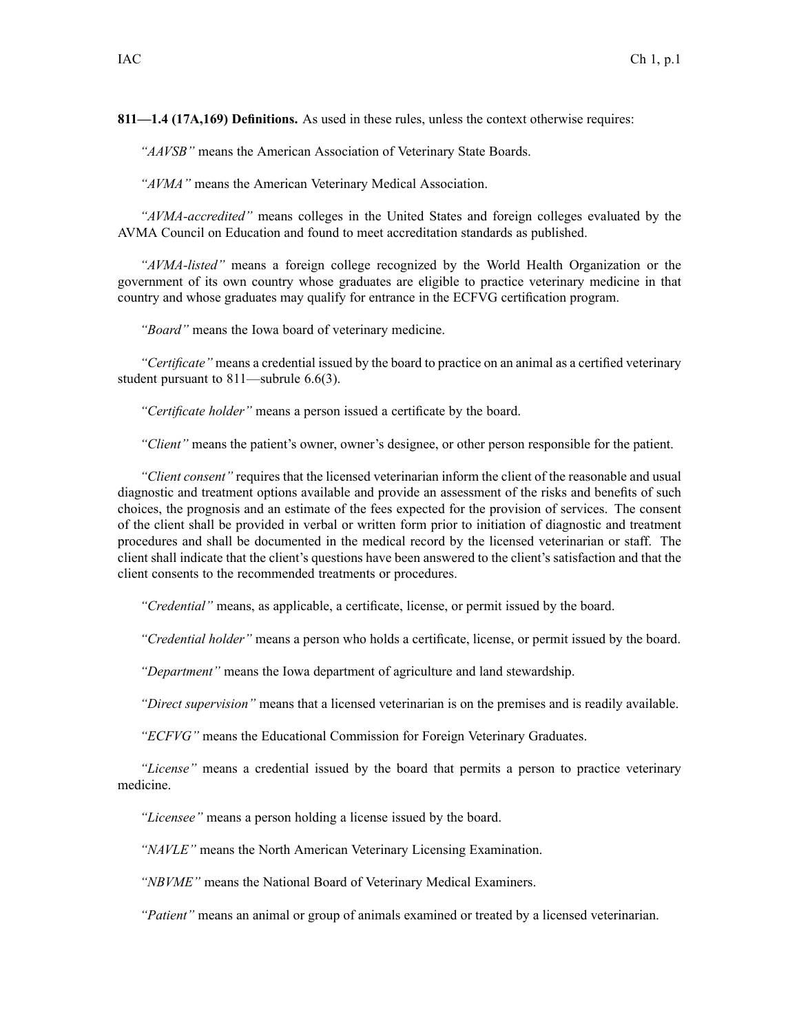**811—1.4 (17A,169) Definitions.** As used in these rules, unless the context otherwise requires:

*"AAVSB"* means the American Association of Veterinary State Boards.

*"AVMA"* means the American Veterinary Medical Association.

*"AVMA-accredited"* means colleges in the United States and foreign colleges evaluated by the AVMA Council on Education and found to meet accreditation standards as published.

*"AVMA-listed"* means a foreign college recognized by the World Health Organization or the government of its own country whose graduates are eligible to practice veterinary medicine in that country and whose graduates may qualify for entrance in the ECFVG certification program.

*"Board"* means the Iowa board of veterinary medicine.

*"Certificate"* means a credential issued by the board to practice on an animal as a certified veterinary student pursuant to 811—subrule 6.6(3).

*"Certificate holder"* means a person issued a certificate by the board.

*"Client"* means the patient's owner, owner's designee, or other person responsible for the patient.

*"Client consent"* requires that the licensed veterinarian inform the client of the reasonable and usual diagnostic and treatment options available and provide an assessment of the risks and benefits of such choices, the prognosis and an estimate of the fees expected for the provision of services. The consent of the client shall be provided in verbal or written form prior to initiation of diagnostic and treatment procedures and shall be documented in the medical record by the licensed veterinarian or staff. The client shall indicate that the client's questions have been answered to the client's satisfaction and that the client consents to the recommended treatments or procedures.

*"Credential"* means, as applicable, a certificate, license, or permit issued by the board.

*"Credential holder"* means a person who holds a certificate, license, or permit issued by the board.

*"Department"* means the Iowa department of agriculture and land stewardship.

*"Direct supervision"* means that a licensed veterinarian is on the premises and is readily available.

*"ECFVG"* means the Educational Commission for Foreign Veterinary Graduates.

*"License"* means a credential issued by the board that permits a person to practice veterinary medicine.

*"Licensee"* means a person holding a license issued by the board.

*"NAVLE"* means the North American Veterinary Licensing Examination.

*"NBVME"* means the National Board of Veterinary Medical Examiners.

*"Patient"* means an animal or group of animals examined or treated by a licensed veterinarian.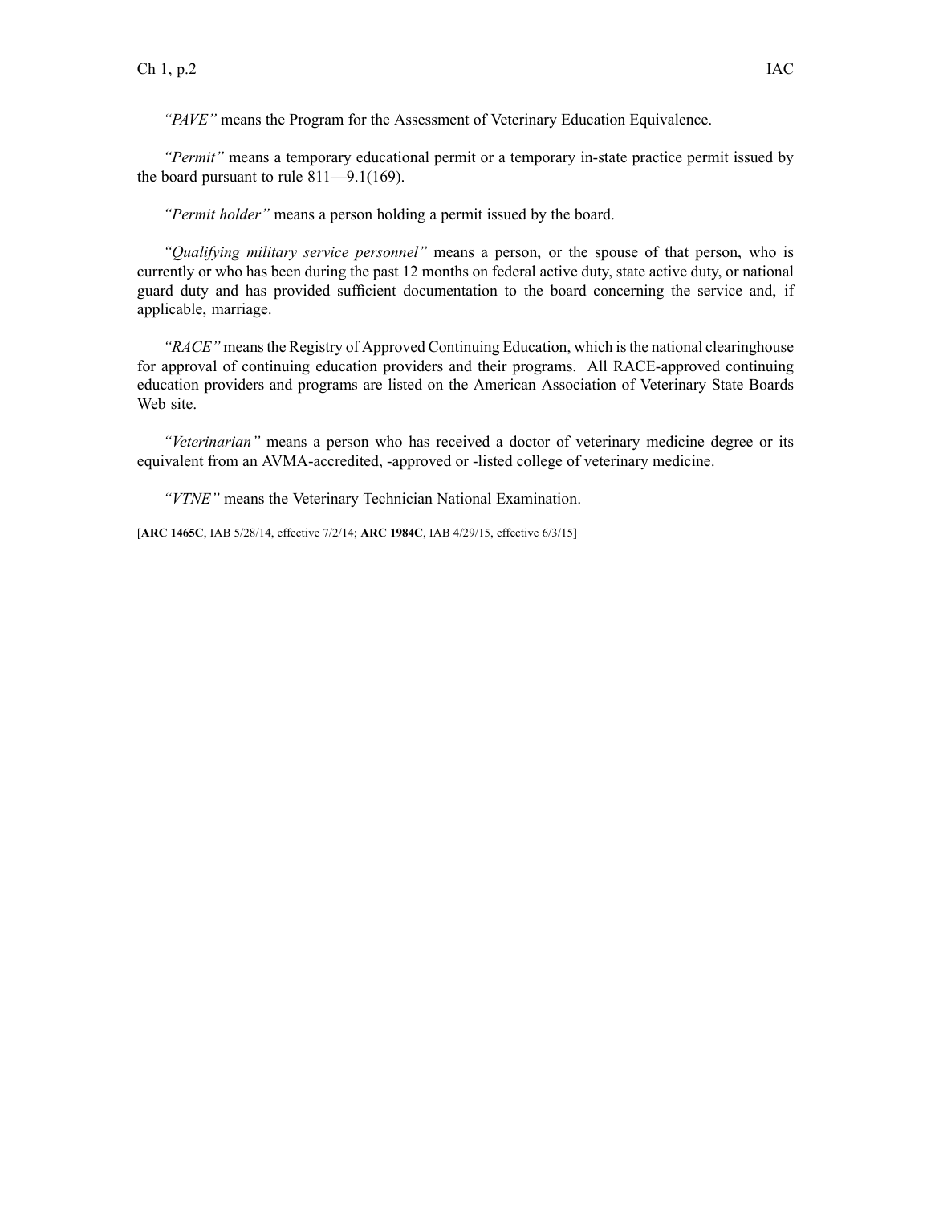*"PAVE"* means the Program for the Assessment of Veterinary Education Equivalence.

*"Permit"* means a temporary educational permit or a temporary in-state practice permit issued by the board pursuant to rule 811—9.1(169).

*"Permit holder"* means a person holding a permit issued by the board.

*"Qualifying military service personnel"* means a person, or the spouse of that person, who is currently or who has been during the past 12 months on federal active duty, state active duty, or national guard duty and has provided sufficient documentation to the board concerning the service and, if applicable, marriage.

*"RACE"* means the Registry of Approved Continuing Education, which is the national clearinghouse for approval of continuing education providers and their programs. All RACE-approved continuing education providers and programs are listed on the American Association of Veterinary State Boards Web site.

*"Veterinarian"* means a person who has received a doctor of veterinary medicine degree or its equivalent from an AVMA-accredited, -approved or -listed college of veterinary medicine.

*"VTNE"* means the Veterinary Technician National Examination.

[**ARC 1465C**, IAB 5/28/14, effective 7/2/14; **ARC 1984C**, IAB 4/29/15, effective 6/3/15]